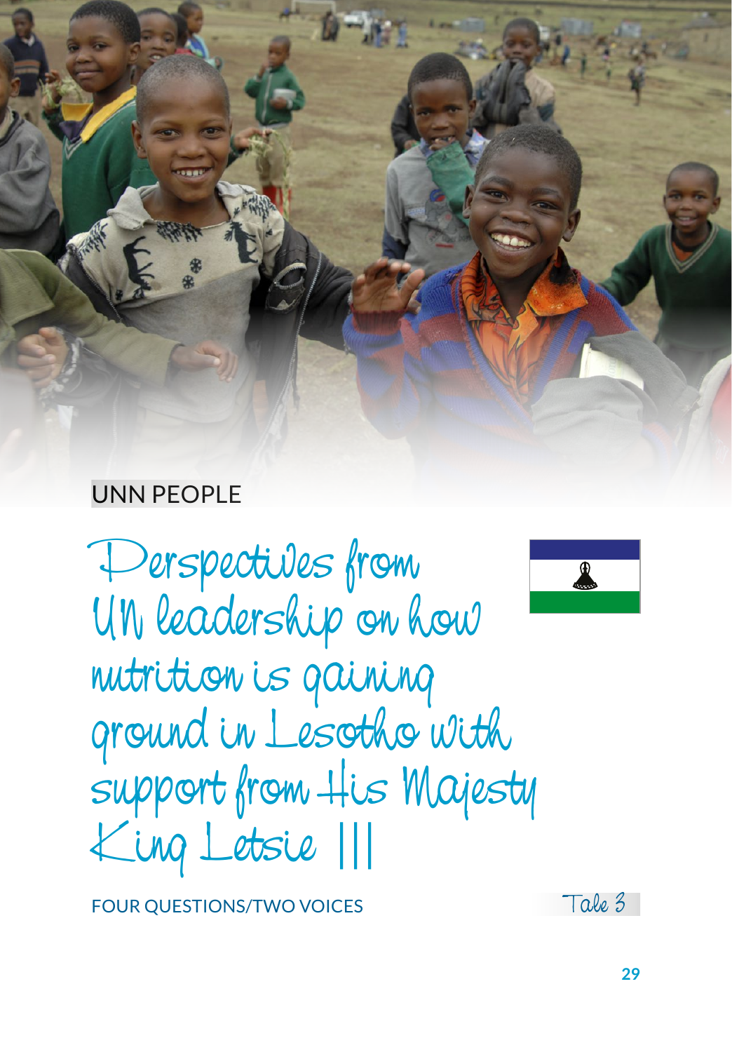UNN PEOPLE

# Perspectives from UN leadership on how nutrition is gaining ground in Lesotho with support from His Majesty King Letsie III

FOUR QUESTIONS/TWO VOICES

Tale 3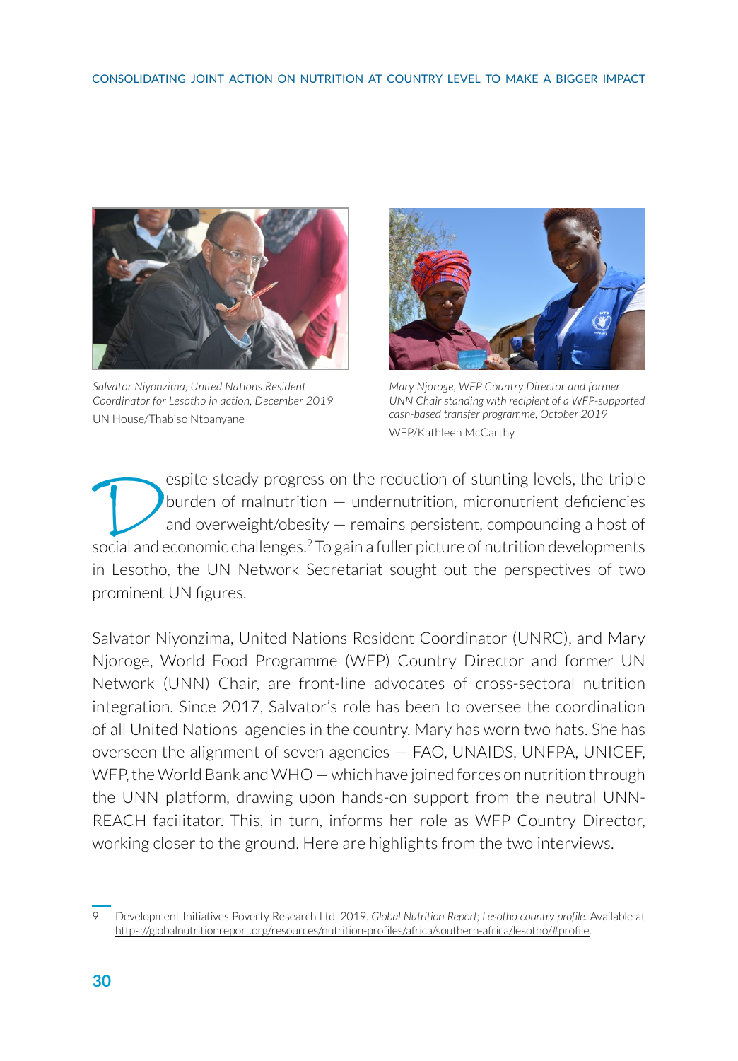*Salvator Niyonzima, United Nations Resident Coordinator for Lesotho in action, December 2019*
UN House/Thabiso Ntoanyane

*Mary Njoroge, WFP Country Director and former UNN Chair standing with recipient of a WFP-supported cash-based transfer programme, October 2019*
WFP/Kathleen McCarthy

Despite steady progress on the reduction of stunting levels, the triple burden of malnutrition — undernutrition, micronutrient deficiencies and overweight/obesity — remains persistent, compounding a host of social and economic challenges.[9] To gain a fuller picture of nutrition developments in Lesotho, the UN Network Secretariat sought out the perspectives of two prominent UN figures.

Salvator Niyonzima, United Nations Resident Coordinator (UNRC), and Mary Njoroge, World Food Programme (WFP) Country Director and former UN Network (UNN) Chair, are front-line advocates of cross-sectoral nutrition integration. Since 2017, Salvator's role has been to oversee the coordination of all United Nations agencies in the country. Mary has worn two hats. She has overseen the alignment of seven agencies — FAO, UNAIDS, UNFPA, UNICEF, WFP, the World Bank and WHO — which have joined forces on nutrition through the UNN platform, drawing upon hands-on support from the neutral UNN-REACH facilitator. This, in turn, informs her role as WFP Country Director, working closer to the ground. Here are highlights from the two interviews.

9 Development Initiatives Poverty Research Ltd. 2019. *Global Nutrition Report; Lesotho country profile.* Available at https://globalnutritionreport.org/resources/nutrition-profiles/africa/southern-africa/lesotho/#profile.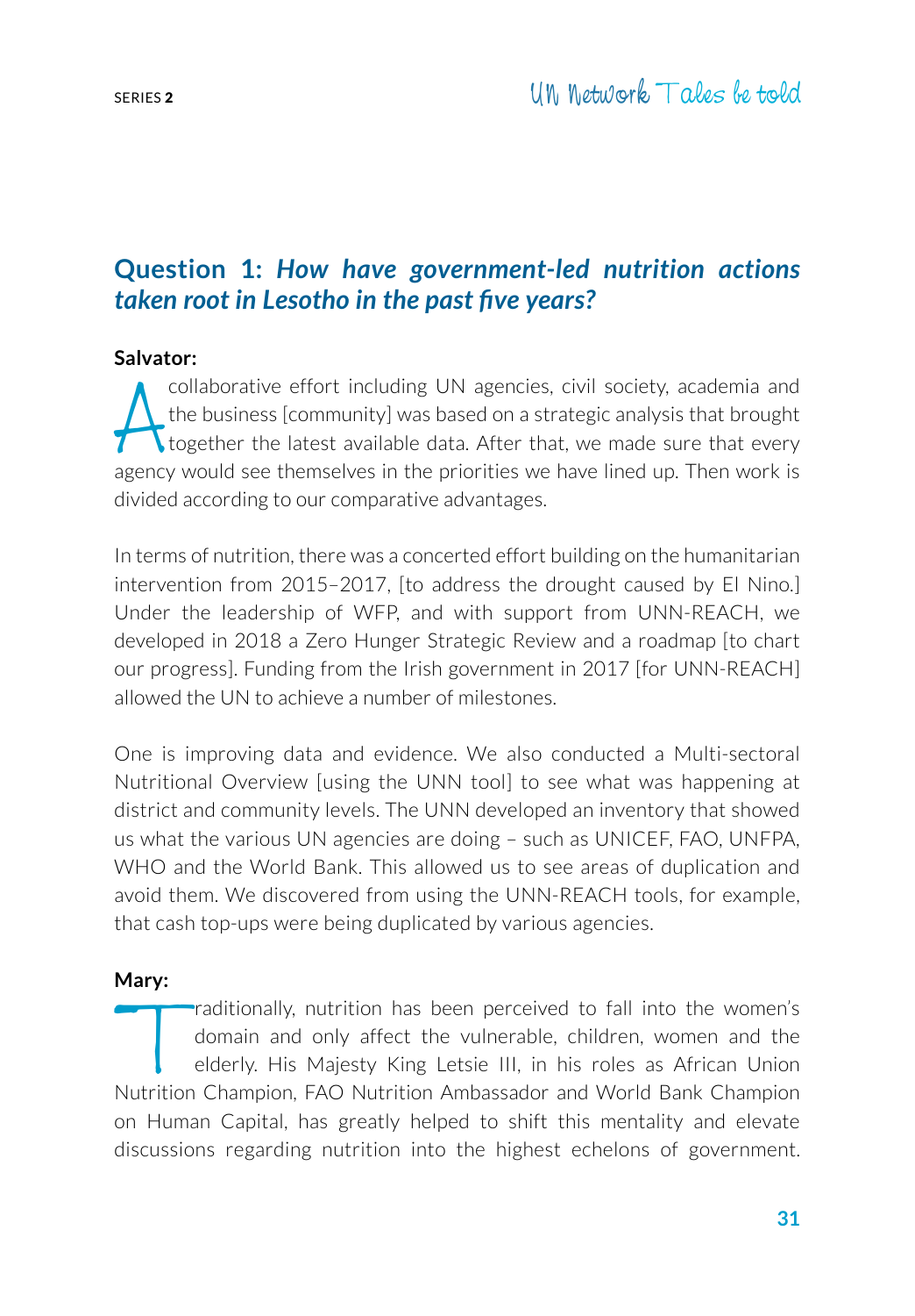## Question 1: *How have government-led nutrition actions taken root in Lesotho in the past five years?*

**Salvator:**

A collaborative effort including UN agencies, civil society, academia and the business [community] was based on a strategic analysis that brought together the latest available data. After that, we made sure that every agency would see themselves in the priorities we have lined up. Then work is divided according to our comparative advantages.

In terms of nutrition, there was a concerted effort building on the humanitarian intervention from 2015–2017, [to address the drought caused by El Nino.] Under the leadership of WFP, and with support from UNN-REACH, we developed in 2018 a Zero Hunger Strategic Review and a roadmap [to chart our progress]. Funding from the Irish government in 2017 [for UNN-REACH] allowed the UN to achieve a number of milestones.

One is improving data and evidence. We also conducted a Multi-sectoral Nutritional Overview [using the UNN tool] to see what was happening at district and community levels. The UNN developed an inventory that showed us what the various UN agencies are doing – such as UNICEF, FAO, UNFPA, WHO and the World Bank. This allowed us to see areas of duplication and avoid them. We discovered from using the UNN-REACH tools, for example, that cash top-ups were being duplicated by various agencies.

**Mary:**

Traditionally, nutrition has been perceived to fall into the women's domain and only affect the vulnerable, children, women and the elderly. His Majesty King Letsie III, in his roles as African Union Nutrition Champion, FAO Nutrition Ambassador and World Bank Champion on Human Capital, has greatly helped to shift this mentality and elevate discussions regarding nutrition into the highest echelons of government.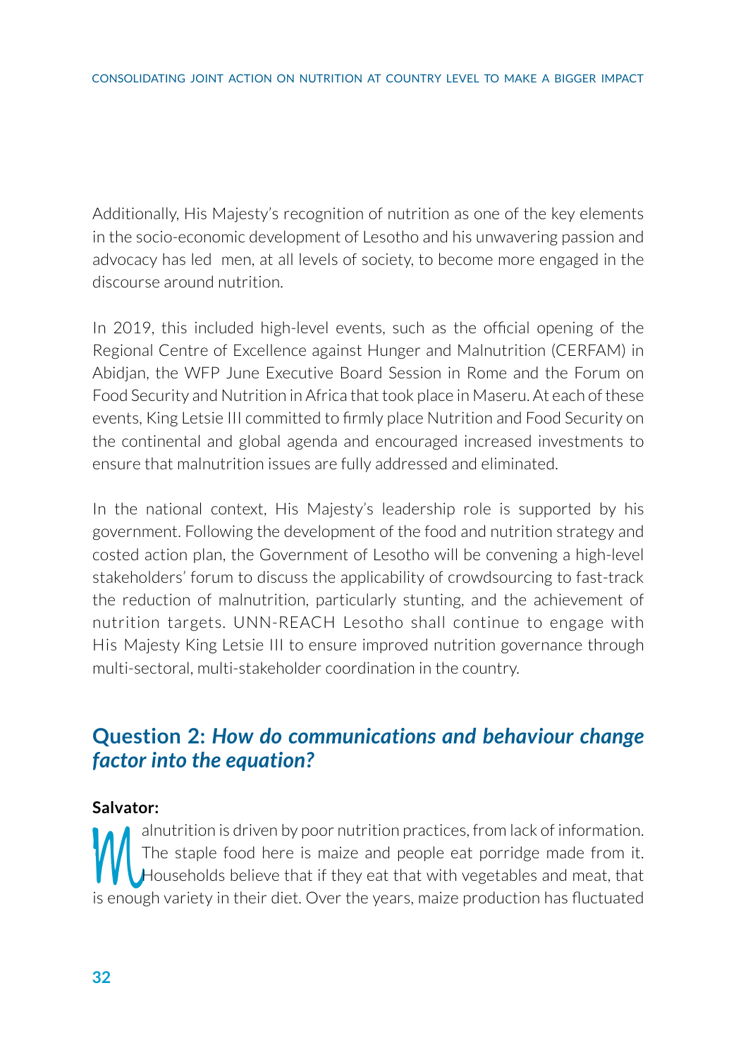Additionally, His Majesty's recognition of nutrition as one of the key elements in the socio-economic development of Lesotho and his unwavering passion and advocacy has led men, at all levels of society, to become more engaged in the discourse around nutrition.

In 2019, this included high-level events, such as the official opening of the Regional Centre of Excellence against Hunger and Malnutrition (CERFAM) in Abidjan, the WFP June Executive Board Session in Rome and the Forum on Food Security and Nutrition in Africa that took place in Maseru. At each of these events, King Letsie III committed to firmly place Nutrition and Food Security on the continental and global agenda and encouraged increased investments to ensure that malnutrition issues are fully addressed and eliminated.

In the national context, His Majesty's leadership role is supported by his government. Following the development of the food and nutrition strategy and costed action plan, the Government of Lesotho will be convening a high-level stakeholders' forum to discuss the applicability of crowdsourcing to fast-track the reduction of malnutrition, particularly stunting, and the achievement of nutrition targets. UNN-REACH Lesotho shall continue to engage with His Majesty King Letsie III to ensure improved nutrition governance through multi-sectoral, multi-stakeholder coordination in the country.

## Question 2: *How do communications and behaviour change factor into the equation?*

**Salvator:**

Malnutrition is driven by poor nutrition practices, from lack of information. The staple food here is maize and people eat porridge made from it. Households believe that if they eat that with vegetables and meat, that is enough variety in their diet. Over the years, maize production has fluctuated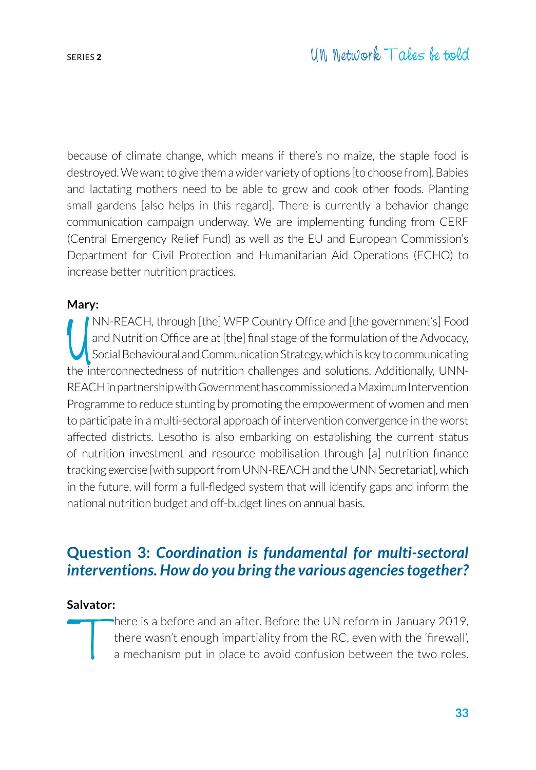because of climate change, which means if there's no maize, the staple food is destroyed. We want to give them a wider variety of options [to choose from]. Babies and lactating mothers need to be able to grow and cook other foods. Planting small gardens [also helps in this regard]. There is currently a behavior change communication campaign underway. We are implementing funding from CERF (Central Emergency Relief Fund) as well as the EU and European Commission's Department for Civil Protection and Humanitarian Aid Operations (ECHO) to increase better nutrition practices.

**Mary:**

UNN-REACH, through [the] WFP Country Office and [the government's] Food and Nutrition Office are at [the] final stage of the formulation of the Advocacy, Social Behavioural and Communication Strategy, which is key to communicating the interconnectedness of nutrition challenges and solutions. Additionally, UNN-REACH in partnership with Government has commissioned a Maximum Intervention Programme to reduce stunting by promoting the empowerment of women and men to participate in a multi-sectoral approach of intervention convergence in the worst affected districts. Lesotho is also embarking on establishing the current status of nutrition investment and resource mobilisation through [a] nutrition finance tracking exercise [with support from UNN-REACH and the UNN Secretariat], which in the future, will form a full-fledged system that will identify gaps and inform the national nutrition budget and off-budget lines on annual basis.

## Question 3: *Coordination is fundamental for multi-sectoral interventions. How do you bring the various agencies together?*

**Salvator:**

There is a before and an after. Before the UN reform in January 2019, there wasn't enough impartiality from the RC, even with the 'firewall', a mechanism put in place to avoid confusion between the two roles.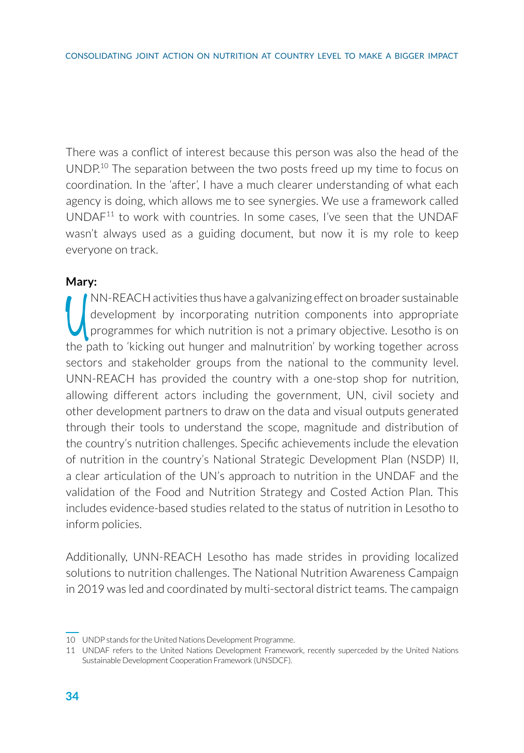There was a conflict of interest because this person was also the head of the UNDP.[10] The separation between the two posts freed up my time to focus on coordination. In the 'after', I have a much clearer understanding of what each agency is doing, which allows me to see synergies. We use a framework called UNDAF[11] to work with countries. In some cases, I've seen that the UNDAF wasn't always used as a guiding document, but now it is my role to keep everyone on track.

**Mary:**

UNN-REACH activities thus have a galvanizing effect on broader sustainable development by incorporating nutrition components into appropriate programmes for which nutrition is not a primary objective. Lesotho is on the path to 'kicking out hunger and malnutrition' by working together across sectors and stakeholder groups from the national to the community level. UNN-REACH has provided the country with a one-stop shop for nutrition, allowing different actors including the government, UN, civil society and other development partners to draw on the data and visual outputs generated through their tools to understand the scope, magnitude and distribution of the country's nutrition challenges. Specific achievements include the elevation of nutrition in the country's National Strategic Development Plan (NSDP) II, a clear articulation of the UN's approach to nutrition in the UNDAF and the validation of the Food and Nutrition Strategy and Costed Action Plan. This includes evidence-based studies related to the status of nutrition in Lesotho to inform policies.

Additionally, UNN-REACH Lesotho has made strides in providing localized solutions to nutrition challenges. The National Nutrition Awareness Campaign in 2019 was led and coordinated by multi-sectoral district teams. The campaign

---

10 UNDP stands for the United Nations Development Programme.

11 UNDAF refers to the United Nations Development Framework, recently superceded by the United Nations Sustainable Development Cooperation Framework (UNSDCF).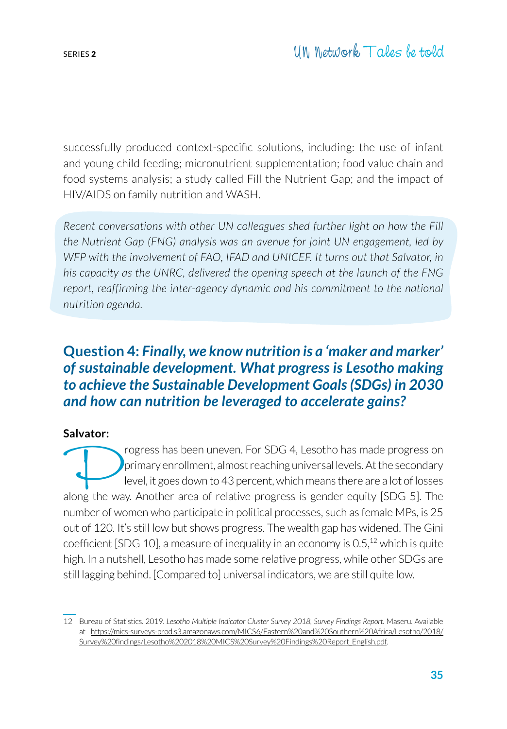successfully produced context-specific solutions, including: the use of infant and young child feeding; micronutrient supplementation; food value chain and food systems analysis; a study called Fill the Nutrient Gap; and the impact of HIV/AIDS on family nutrition and WASH.

*Recent conversations with other UN colleagues shed further light on how the Fill the Nutrient Gap (FNG) analysis was an avenue for joint UN engagement, led by WFP with the involvement of FAO, IFAD and UNICEF. It turns out that Salvator, in his capacity as the UNRC, delivered the opening speech at the launch of the FNG report, reaffirming the inter-agency dynamic and his commitment to the national nutrition agenda.*

## Question 4: *Finally, we know nutrition is a 'maker and marker' of sustainable development. What progress is Lesotho making to achieve the Sustainable Development Goals (SDGs) in 2030 and how can nutrition be leveraged to accelerate gains?*

**Salvator:**

Progress has been uneven. For SDG 4, Lesotho has made progress on primary enrollment, almost reaching universal levels. At the secondary level, it goes down to 43 percent, which means there are a lot of losses along the way. Another area of relative progress is gender equity [SDG 5]. The number of women who participate in political processes, such as female MPs, is 25 out of 120. It's still low but shows progress. The wealth gap has widened. The Gini coefficient [SDG 10], a measure of inequality in an economy is 0.5,[12] which is quite high. In a nutshell, Lesotho has made some relative progress, while other SDGs are still lagging behind. [Compared to] universal indicators, we are still quite low.

---

12 Bureau of Statistics. 2019. *Lesotho Multiple Indicator Cluster Survey 2018, Survey Findings Report.* Maseru. Available at https://mics-surveys-prod.s3.amazonaws.com/MICS6/Eastern%20and%20Southern%20Africa/Lesotho/2018/Survey%20findings/Lesotho%202018%20MICS%20Survey%20Findings%20Report_English.pdf.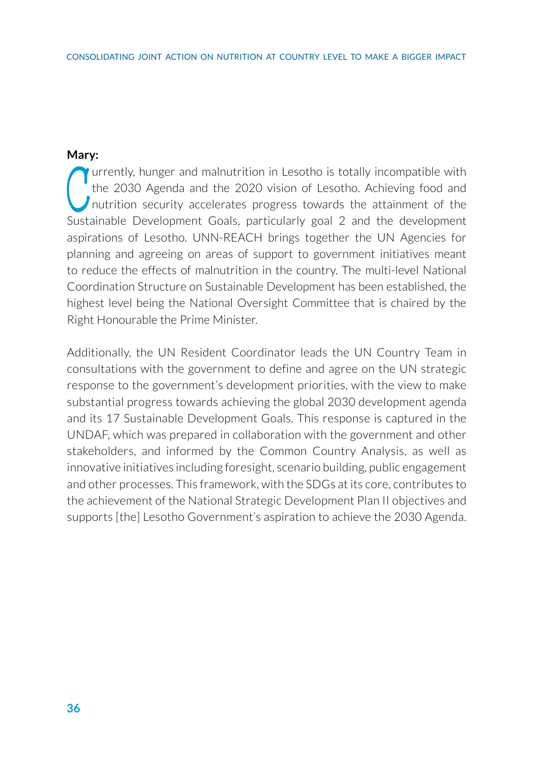**Mary:**

Currently, hunger and malnutrition in Lesotho is totally incompatible with the 2030 Agenda and the 2020 vision of Lesotho. Achieving food and nutrition security accelerates progress towards the attainment of the Sustainable Development Goals, particularly goal 2 and the development aspirations of Lesotho. UNN-REACH brings together the UN Agencies for planning and agreeing on areas of support to government initiatives meant to reduce the effects of malnutrition in the country. The multi-level National Coordination Structure on Sustainable Development has been established, the highest level being the National Oversight Committee that is chaired by the Right Honourable the Prime Minister.

Additionally, the UN Resident Coordinator leads the UN Country Team in consultations with the government to define and agree on the UN strategic response to the government's development priorities, with the view to make substantial progress towards achieving the global 2030 development agenda and its 17 Sustainable Development Goals. This response is captured in the UNDAF, which was prepared in collaboration with the government and other stakeholders, and informed by the Common Country Analysis, as well as innovative initiatives including foresight, scenario building, public engagement and other processes. This framework, with the SDGs at its core, contributes to the achievement of the National Strategic Development Plan II objectives and supports [the] Lesotho Government's aspiration to achieve the 2030 Agenda.